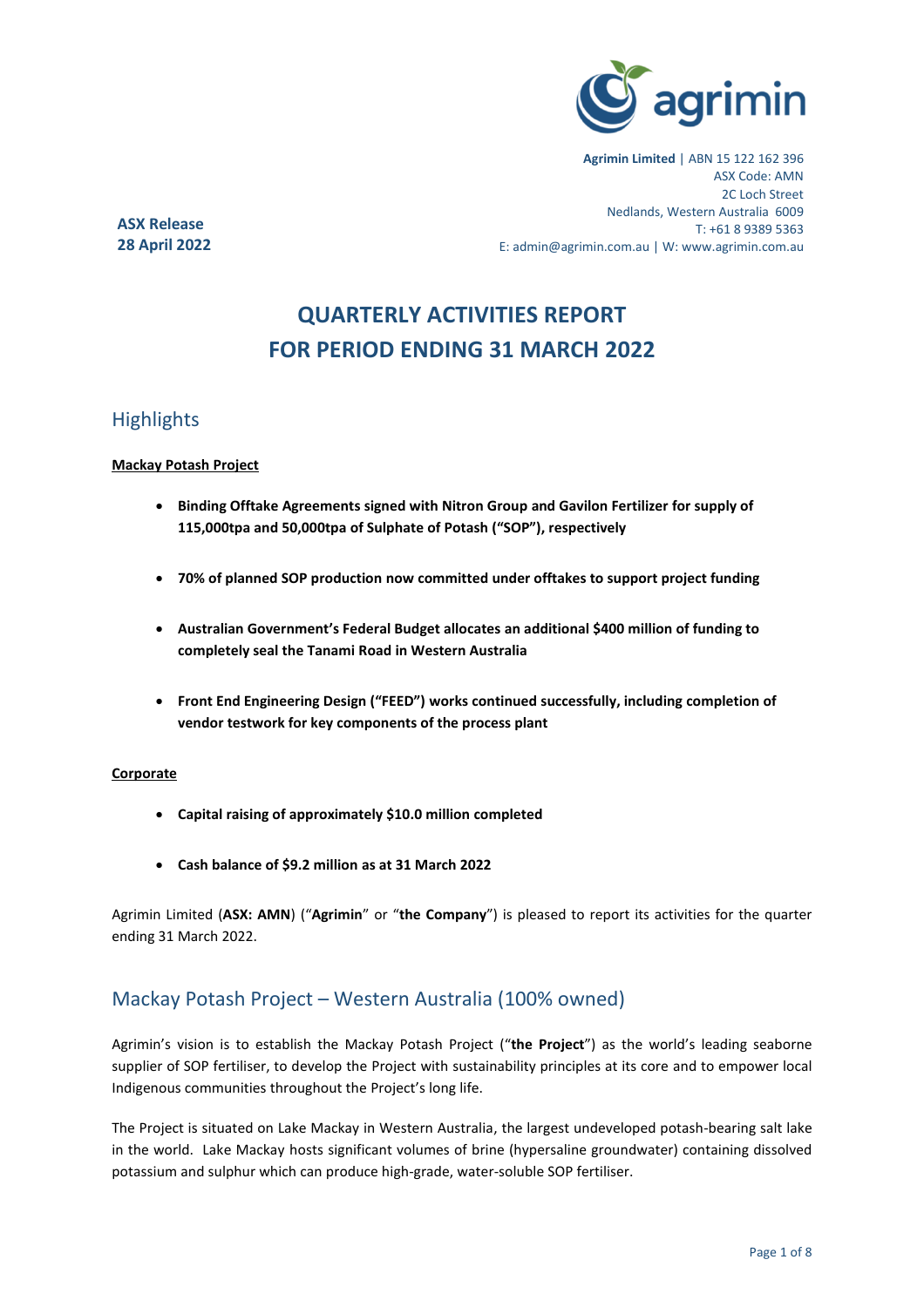**Agrimin Limited** | ABN 15 122 162 396
ASX Code: AMN
2C Loch Street
Nedlands, Western Australia 6009
T: +61 8 9389 5363
E: admin@agrimin.com.au | W: www.agrimin.com.au

**ASX Release**
**28 April 2022**

# QUARTERLY ACTIVITIES REPORT FOR PERIOD ENDING 31 MARCH 2022

## Highlights

**Mackay Potash Project**

- **Binding Offtake Agreements signed with Nitron Group and Gavilon Fertilizer for supply of 115,000tpa and 50,000tpa of Sulphate of Potash ("SOP"), respectively**
- **70% of planned SOP production now committed under offtakes to support project funding**
- **Australian Government's Federal Budget allocates an additional $400 million of funding to completely seal the Tanami Road in Western Australia**
- **Front End Engineering Design ("FEED") works continued successfully, including completion of vendor testwork for key components of the process plant**

**Corporate**

- **Capital raising of approximately $10.0 million completed**
- **Cash balance of $9.2 million as at 31 March 2022**

Agrimin Limited (**ASX: AMN**) ("**Agrimin**" or "**the Company**") is pleased to report its activities for the quarter ending 31 March 2022.

## Mackay Potash Project – Western Australia (100% owned)

Agrimin's vision is to establish the Mackay Potash Project ("**the Project**") as the world's leading seaborne supplier of SOP fertiliser, to develop the Project with sustainability principles at its core and to empower local Indigenous communities throughout the Project's long life.

The Project is situated on Lake Mackay in Western Australia, the largest undeveloped potash-bearing salt lake in the world. Lake Mackay hosts significant volumes of brine (hypersaline groundwater) containing dissolved potassium and sulphur which can produce high-grade, water-soluble SOP fertiliser.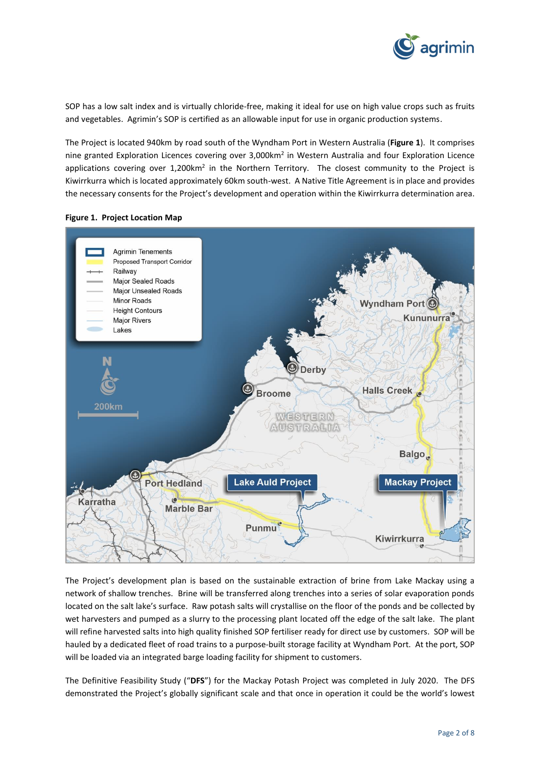SOP has a low salt index and is virtually chloride-free, making it ideal for use on high value crops such as fruits and vegetables. Agrimin's SOP is certified as an allowable input for use in organic production systems.

The Project is located 940km by road south of the Wyndham Port in Western Australia (**Figure 1**). It comprises nine granted Exploration Licences covering over 3,000km$^2$ in Western Australia and four Exploration Licence applications covering over 1,200km$^2$ in the Northern Territory. The closest community to the Project is Kiwirrkurra which is located approximately 60km south-west. A Native Title Agreement is in place and provides the necessary consents for the Project's development and operation within the Kiwirrkurra determination area.

**Figure 1. Project Location Map**

The Project's development plan is based on the sustainable extraction of brine from Lake Mackay using a network of shallow trenches. Brine will be transferred along trenches into a series of solar evaporation ponds located on the salt lake's surface. Raw potash salts will crystallise on the floor of the ponds and be collected by wet harvesters and pumped as a slurry to the processing plant located off the edge of the salt lake. The plant will refine harvested salts into high quality finished SOP fertiliser ready for direct use by customers. SOP will be hauled by a dedicated fleet of road trains to a purpose-built storage facility at Wyndham Port. At the port, SOP will be loaded via an integrated barge loading facility for shipment to customers.

The Definitive Feasibility Study ("**DFS**") for the Mackay Potash Project was completed in July 2020. The DFS demonstrated the Project's globally significant scale and that once in operation it could be the world's lowest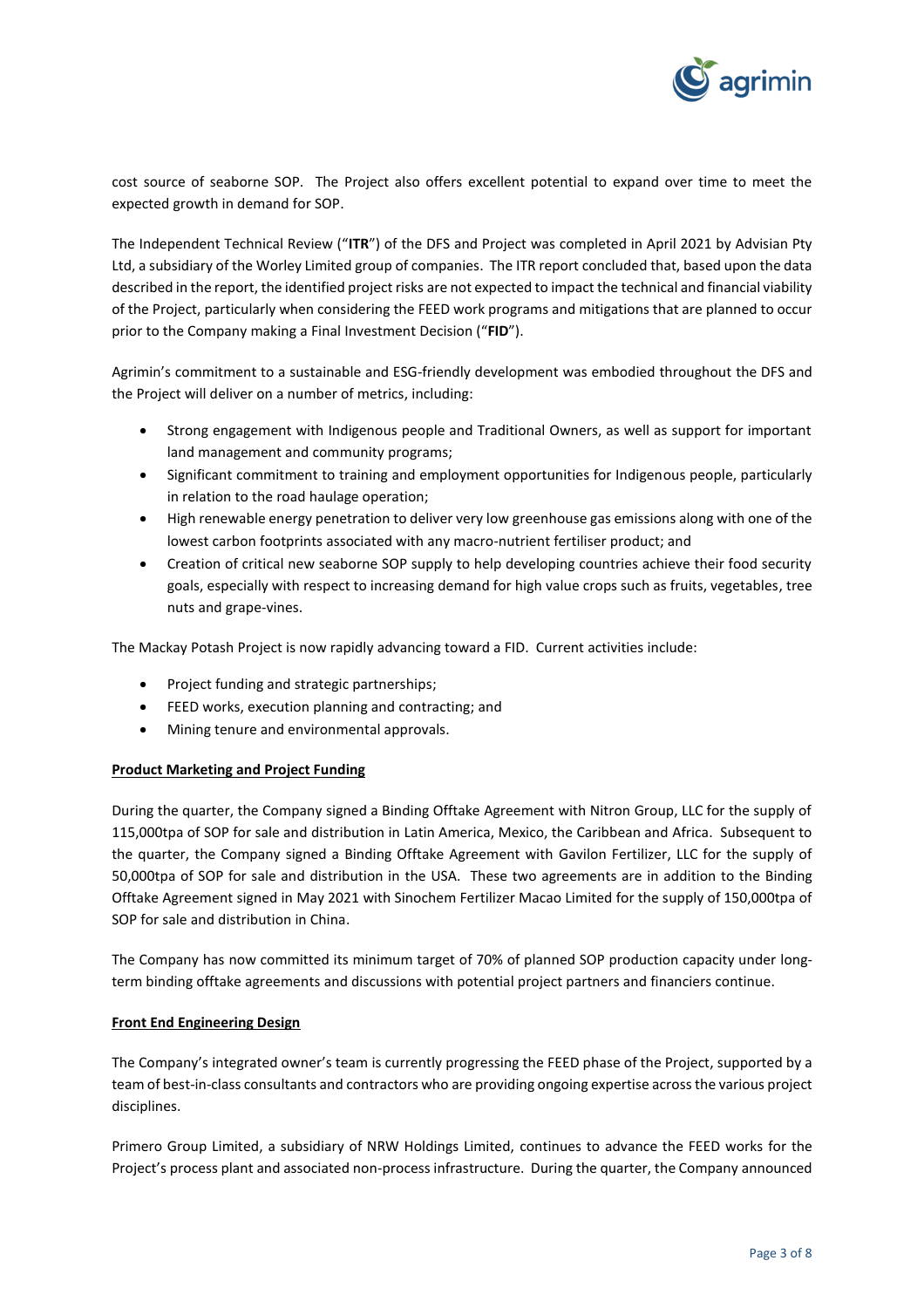cost source of seaborne SOP. The Project also offers excellent potential to expand over time to meet the expected growth in demand for SOP.

The Independent Technical Review ("**ITR**") of the DFS and Project was completed in April 2021 by Advisian Pty Ltd, a subsidiary of the Worley Limited group of companies. The ITR report concluded that, based upon the data described in the report, the identified project risks are not expected to impact the technical and financial viability of the Project, particularly when considering the FEED work programs and mitigations that are planned to occur prior to the Company making a Final Investment Decision ("**FID**").

Agrimin's commitment to a sustainable and ESG-friendly development was embodied throughout the DFS and the Project will deliver on a number of metrics, including:

- Strong engagement with Indigenous people and Traditional Owners, as well as support for important land management and community programs;
- Significant commitment to training and employment opportunities for Indigenous people, particularly in relation to the road haulage operation;
- High renewable energy penetration to deliver very low greenhouse gas emissions along with one of the lowest carbon footprints associated with any macro-nutrient fertiliser product; and
- Creation of critical new seaborne SOP supply to help developing countries achieve their food security goals, especially with respect to increasing demand for high value crops such as fruits, vegetables, tree nuts and grape-vines.

The Mackay Potash Project is now rapidly advancing toward a FID. Current activities include:

- Project funding and strategic partnerships;
- FEED works, execution planning and contracting; and
- Mining tenure and environmental approvals.

**Product Marketing and Project Funding**

During the quarter, the Company signed a Binding Offtake Agreement with Nitron Group, LLC for the supply of 115,000tpa of SOP for sale and distribution in Latin America, Mexico, the Caribbean and Africa. Subsequent to the quarter, the Company signed a Binding Offtake Agreement with Gavilon Fertilizer, LLC for the supply of 50,000tpa of SOP for sale and distribution in the USA. These two agreements are in addition to the Binding Offtake Agreement signed in May 2021 with Sinochem Fertilizer Macao Limited for the supply of 150,000tpa of SOP for sale and distribution in China.

The Company has now committed its minimum target of 70% of planned SOP production capacity under long-term binding offtake agreements and discussions with potential project partners and financiers continue.

**Front End Engineering Design**

The Company's integrated owner's team is currently progressing the FEED phase of the Project, supported by a team of best-in-class consultants and contractors who are providing ongoing expertise across the various project disciplines.

Primero Group Limited, a subsidiary of NRW Holdings Limited, continues to advance the FEED works for the Project's process plant and associated non-process infrastructure. During the quarter, the Company announced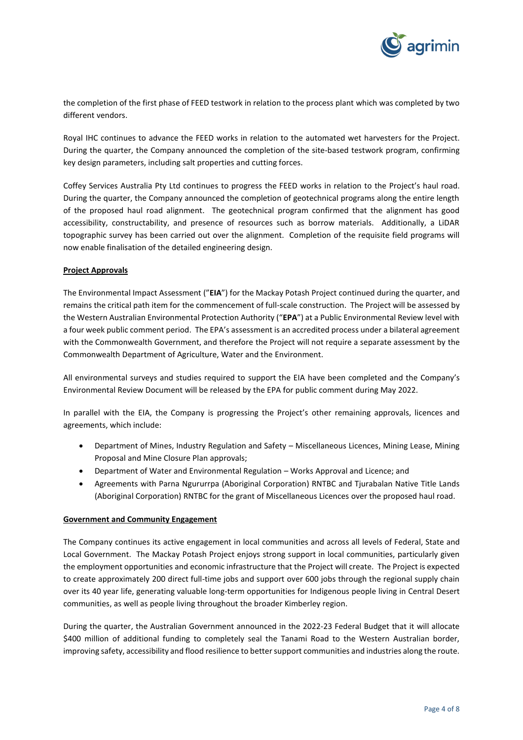the completion of the first phase of FEED testwork in relation to the process plant which was completed by two different vendors.

Royal IHC continues to advance the FEED works in relation to the automated wet harvesters for the Project. During the quarter, the Company announced the completion of the site-based testwork program, confirming key design parameters, including salt properties and cutting forces.

Coffey Services Australia Pty Ltd continues to progress the FEED works in relation to the Project's haul road. During the quarter, the Company announced the completion of geotechnical programs along the entire length of the proposed haul road alignment. The geotechnical program confirmed that the alignment has good accessibility, constructability, and presence of resources such as borrow materials. Additionally, a LiDAR topographic survey has been carried out over the alignment. Completion of the requisite field programs will now enable finalisation of the detailed engineering design.

**Project Approvals**

The Environmental Impact Assessment ("**EIA**") for the Mackay Potash Project continued during the quarter, and remains the critical path item for the commencement of full-scale construction. The Project will be assessed by the Western Australian Environmental Protection Authority ("**EPA**") at a Public Environmental Review level with a four week public comment period. The EPA's assessment is an accredited process under a bilateral agreement with the Commonwealth Government, and therefore the Project will not require a separate assessment by the Commonwealth Department of Agriculture, Water and the Environment.

All environmental surveys and studies required to support the EIA have been completed and the Company's Environmental Review Document will be released by the EPA for public comment during May 2022.

In parallel with the EIA, the Company is progressing the Project's other remaining approvals, licences and agreements, which include:

- Department of Mines, Industry Regulation and Safety – Miscellaneous Licences, Mining Lease, Mining Proposal and Mine Closure Plan approvals;
- Department of Water and Environmental Regulation – Works Approval and Licence; and
- Agreements with Parna Ngururrpa (Aboriginal Corporation) RNTBC and Tjurabalan Native Title Lands (Aboriginal Corporation) RNTBC for the grant of Miscellaneous Licences over the proposed haul road.

**Government and Community Engagement**

The Company continues its active engagement in local communities and across all levels of Federal, State and Local Government. The Mackay Potash Project enjoys strong support in local communities, particularly given the employment opportunities and economic infrastructure that the Project will create. The Project is expected to create approximately 200 direct full-time jobs and support over 600 jobs through the regional supply chain over its 40 year life, generating valuable long-term opportunities for Indigenous people living in Central Desert communities, as well as people living throughout the broader Kimberley region.

During the quarter, the Australian Government announced in the 2022-23 Federal Budget that it will allocate $400 million of additional funding to completely seal the Tanami Road to the Western Australian border, improving safety, accessibility and flood resilience to better support communities and industries along the route.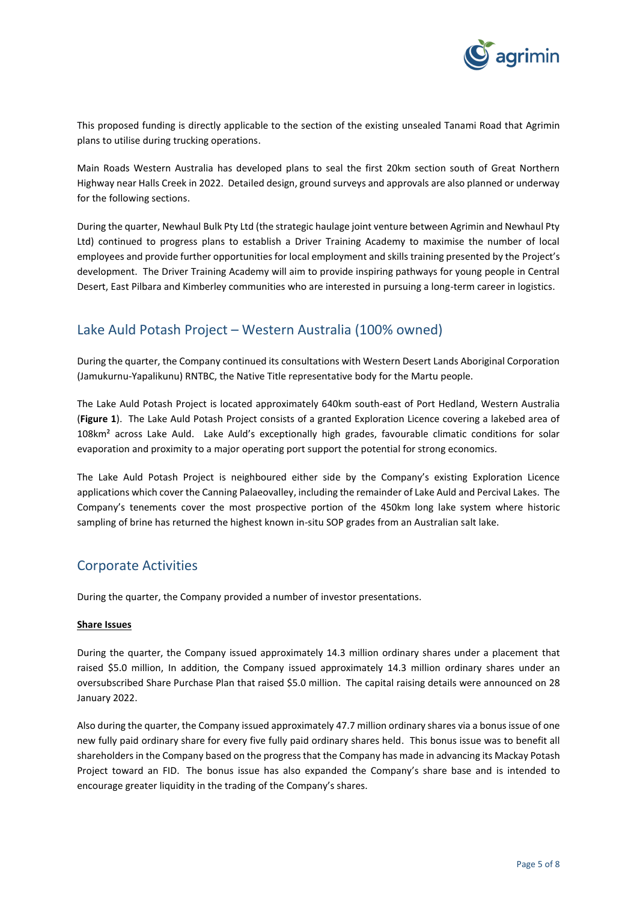This proposed funding is directly applicable to the section of the existing unsealed Tanami Road that Agrimin plans to utilise during trucking operations.

Main Roads Western Australia has developed plans to seal the first 20km section south of Great Northern Highway near Halls Creek in 2022. Detailed design, ground surveys and approvals are also planned or underway for the following sections.

During the quarter, Newhaul Bulk Pty Ltd (the strategic haulage joint venture between Agrimin and Newhaul Pty Ltd) continued to progress plans to establish a Driver Training Academy to maximise the number of local employees and provide further opportunities for local employment and skills training presented by the Project's development. The Driver Training Academy will aim to provide inspiring pathways for young people in Central Desert, East Pilbara and Kimberley communities who are interested in pursuing a long-term career in logistics.

## Lake Auld Potash Project – Western Australia (100% owned)

During the quarter, the Company continued its consultations with Western Desert Lands Aboriginal Corporation (Jamukurnu-Yapalikunu) RNTBC, the Native Title representative body for the Martu people.

The Lake Auld Potash Project is located approximately 640km south-east of Port Hedland, Western Australia (**Figure 1**). The Lake Auld Potash Project consists of a granted Exploration Licence covering a lakebed area of 108km² across Lake Auld. Lake Auld's exceptionally high grades, favourable climatic conditions for solar evaporation and proximity to a major operating port support the potential for strong economics.

The Lake Auld Potash Project is neighboured either side by the Company's existing Exploration Licence applications which cover the Canning Palaeovalley, including the remainder of Lake Auld and Percival Lakes. The Company's tenements cover the most prospective portion of the 450km long lake system where historic sampling of brine has returned the highest known in-situ SOP grades from an Australian salt lake.

## Corporate Activities

During the quarter, the Company provided a number of investor presentations.

**Share Issues**

During the quarter, the Company issued approximately 14.3 million ordinary shares under a placement that raised $5.0 million, In addition, the Company issued approximately 14.3 million ordinary shares under an oversubscribed Share Purchase Plan that raised $5.0 million. The capital raising details were announced on 28 January 2022.

Also during the quarter, the Company issued approximately 47.7 million ordinary shares via a bonus issue of one new fully paid ordinary share for every five fully paid ordinary shares held. This bonus issue was to benefit all shareholders in the Company based on the progress that the Company has made in advancing its Mackay Potash Project toward an FID. The bonus issue has also expanded the Company's share base and is intended to encourage greater liquidity in the trading of the Company's shares.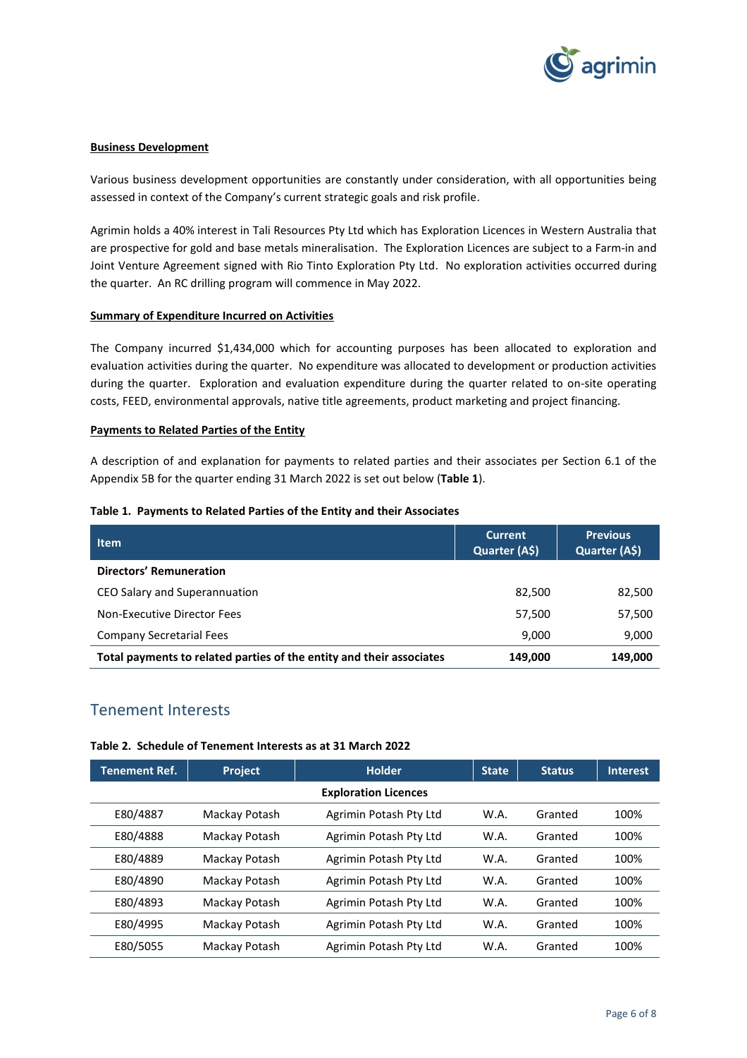**Business Development**

Various business development opportunities are constantly under consideration, with all opportunities being assessed in context of the Company's current strategic goals and risk profile.

Agrimin holds a 40% interest in Tali Resources Pty Ltd which has Exploration Licences in Western Australia that are prospective for gold and base metals mineralisation. The Exploration Licences are subject to a Farm-in and Joint Venture Agreement signed with Rio Tinto Exploration Pty Ltd. No exploration activities occurred during the quarter. An RC drilling program will commence in May 2022.

**Summary of Expenditure Incurred on Activities**

The Company incurred $1,434,000 which for accounting purposes has been allocated to exploration and evaluation activities during the quarter. No expenditure was allocated to development or production activities during the quarter. Exploration and evaluation expenditure during the quarter related to on-site operating costs, FEED, environmental approvals, native title agreements, product marketing and project financing.

**Payments to Related Parties of the Entity**

A description of and explanation for payments to related parties and their associates per Section 6.1 of the Appendix 5B for the quarter ending 31 March 2022 is set out below (**Table 1**).

**Table 1. Payments to Related Parties of the Entity and their Associates**

| Item | Current Quarter (A$) | Previous Quarter (A$) |
|---|---|---|
| **Directors' Remuneration** | | |
| CEO Salary and Superannuation | 82,500 | 82,500 |
| Non-Executive Director Fees | 57,500 | 57,500 |
| Company Secretarial Fees | 9,000 | 9,000 |
| **Total payments to related parties of the entity and their associates** | **149,000** | **149,000** |

## Tenement Interests

**Table 2. Schedule of Tenement Interests as at 31 March 2022**

| Tenement Ref. | Project | Holder | State | Status | Interest |
|---|---|---|---|---|---|
| | | **Exploration Licences** | | | |
| E80/4887 | Mackay Potash | Agrimin Potash Pty Ltd | W.A. | Granted | 100% |
| E80/4888 | Mackay Potash | Agrimin Potash Pty Ltd | W.A. | Granted | 100% |
| E80/4889 | Mackay Potash | Agrimin Potash Pty Ltd | W.A. | Granted | 100% |
| E80/4890 | Mackay Potash | Agrimin Potash Pty Ltd | W.A. | Granted | 100% |
| E80/4893 | Mackay Potash | Agrimin Potash Pty Ltd | W.A. | Granted | 100% |
| E80/4995 | Mackay Potash | Agrimin Potash Pty Ltd | W.A. | Granted | 100% |
| E80/5055 | Mackay Potash | Agrimin Potash Pty Ltd | W.A. | Granted | 100% |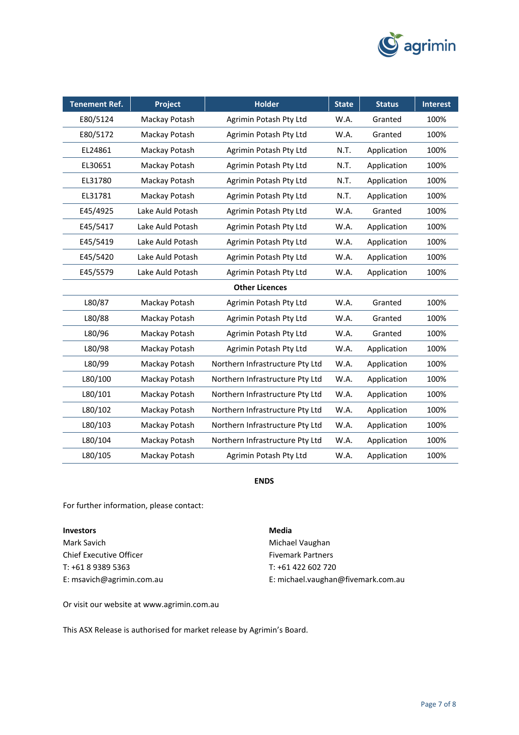| Tenement Ref. | Project | Holder | State | Status | Interest |
|---|---|---|---|---|---|
| E80/5124 | Mackay Potash | Agrimin Potash Pty Ltd | W.A. | Granted | 100% |
| E80/5172 | Mackay Potash | Agrimin Potash Pty Ltd | W.A. | Granted | 100% |
| EL24861 | Mackay Potash | Agrimin Potash Pty Ltd | N.T. | Application | 100% |
| EL30651 | Mackay Potash | Agrimin Potash Pty Ltd | N.T. | Application | 100% |
| EL31780 | Mackay Potash | Agrimin Potash Pty Ltd | N.T. | Application | 100% |
| EL31781 | Mackay Potash | Agrimin Potash Pty Ltd | N.T. | Application | 100% |
| E45/4925 | Lake Auld Potash | Agrimin Potash Pty Ltd | W.A. | Granted | 100% |
| E45/5417 | Lake Auld Potash | Agrimin Potash Pty Ltd | W.A. | Application | 100% |
| E45/5419 | Lake Auld Potash | Agrimin Potash Pty Ltd | W.A. | Application | 100% |
| E45/5420 | Lake Auld Potash | Agrimin Potash Pty Ltd | W.A. | Application | 100% |
| E45/5579 | Lake Auld Potash | Agrimin Potash Pty Ltd | W.A. | Application | 100% |
| | | **Other Licences** | | | |
| L80/87 | Mackay Potash | Agrimin Potash Pty Ltd | W.A. | Granted | 100% |
| L80/88 | Mackay Potash | Agrimin Potash Pty Ltd | W.A. | Granted | 100% |
| L80/96 | Mackay Potash | Agrimin Potash Pty Ltd | W.A. | Granted | 100% |
| L80/98 | Mackay Potash | Agrimin Potash Pty Ltd | W.A. | Application | 100% |
| L80/99 | Mackay Potash | Northern Infrastructure Pty Ltd | W.A. | Application | 100% |
| L80/100 | Mackay Potash | Northern Infrastructure Pty Ltd | W.A. | Application | 100% |
| L80/101 | Mackay Potash | Northern Infrastructure Pty Ltd | W.A. | Application | 100% |
| L80/102 | Mackay Potash | Northern Infrastructure Pty Ltd | W.A. | Application | 100% |
| L80/103 | Mackay Potash | Northern Infrastructure Pty Ltd | W.A. | Application | 100% |
| L80/104 | Mackay Potash | Northern Infrastructure Pty Ltd | W.A. | Application | 100% |
| L80/105 | Mackay Potash | Agrimin Potash Pty Ltd | W.A. | Application | 100% |

**ENDS**

For further information, please contact:

**Investors**
Mark Savich
Chief Executive Officer
T: +61 8 9389 5363
E: msavich@agrimin.com.au

**Media**
Michael Vaughan
Fivemark Partners
T: +61 422 602 720
E: michael.vaughan@fivemark.com.au

Or visit our website at www.agrimin.com.au

This ASX Release is authorised for market release by Agrimin's Board.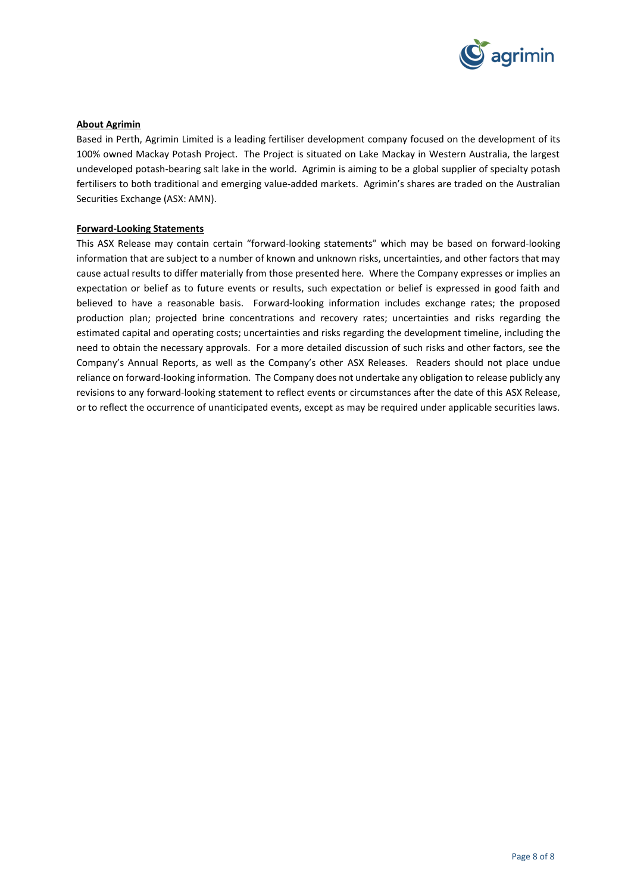**About Agrimin**

Based in Perth, Agrimin Limited is a leading fertiliser development company focused on the development of its 100% owned Mackay Potash Project. The Project is situated on Lake Mackay in Western Australia, the largest undeveloped potash-bearing salt lake in the world. Agrimin is aiming to be a global supplier of specialty potash fertilisers to both traditional and emerging value-added markets. Agrimin's shares are traded on the Australian Securities Exchange (ASX: AMN).

**Forward-Looking Statements**

This ASX Release may contain certain "forward-looking statements" which may be based on forward-looking information that are subject to a number of known and unknown risks, uncertainties, and other factors that may cause actual results to differ materially from those presented here. Where the Company expresses or implies an expectation or belief as to future events or results, such expectation or belief is expressed in good faith and believed to have a reasonable basis. Forward-looking information includes exchange rates; the proposed production plan; projected brine concentrations and recovery rates; uncertainties and risks regarding the estimated capital and operating costs; uncertainties and risks regarding the development timeline, including the need to obtain the necessary approvals. For a more detailed discussion of such risks and other factors, see the Company's Annual Reports, as well as the Company's other ASX Releases. Readers should not place undue reliance on forward-looking information. The Company does not undertake any obligation to release publicly any revisions to any forward-looking statement to reflect events or circumstances after the date of this ASX Release, or to reflect the occurrence of unanticipated events, except as may be required under applicable securities laws.